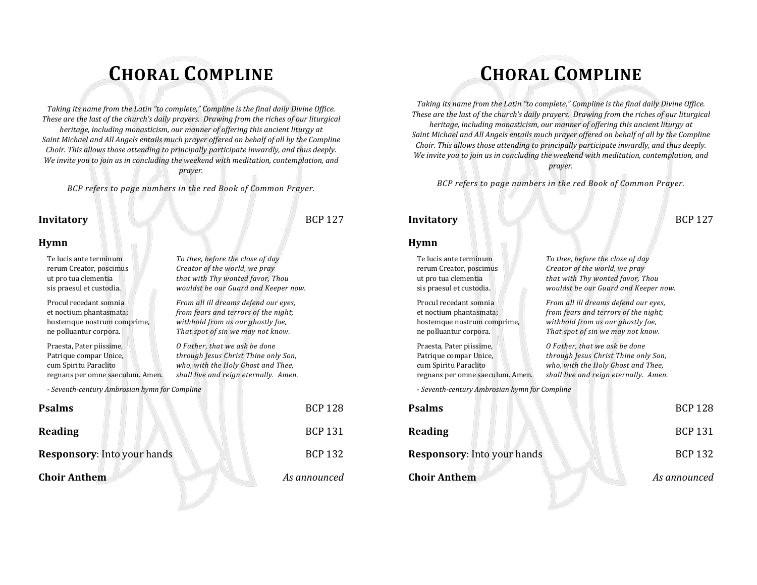# CHORAL COMPLINE

*Taking its name from the Latin "to complete," Compline is the final daily Divine Office. These are the last of the church's daily prayers. Drawing from the riches of our liturgical heritage, including monasticism, our manner of offering this ancient liturgy at Saint Michael and All Angels entails much prayer offered on behalf of all by the Compline Choir. This allows those attending to principally participate inwardly, and thus deeply. We invite you to join us in concluding the weekend with meditation, contemplation, and prayer.*

*BCP refers to page numbers in the red Book of Common Prayer.*

**Invitatory** BCP 127

**Hymn**

| Latin | English |
|---|---|
| Te lucis ante terminum<br>rerum Creator, poscimus<br>ut pro tua clementia<br>sis praesul et custodia. | *To thee, before the close of day*<br>*Creator of the world, we pray*<br>*that with Thy wonted favor, Thou*<br>*wouldst be our Guard and Keeper now.* |
| Procul recedant somnia<br>et noctium phantasmata;<br>hostemque nostrum comprime,<br>ne polluantur corpora. | *From all ill dreams defend our eyes,*<br>*from fears and terrors of the night;*<br>*withhold from us our ghostly foe,*<br>*That spot of sin we may not know.* |
| Praesta, Pater piissime,<br>Patrique compar Unice,<br>cum Spiritu Paraclito<br>regnans per omne saeculum. Amen. | *O Father, that we ask be done*<br>*through Jesus Christ Thine only Son,*<br>*who, with the Holy Ghost and Thee,*<br>*shall live and reign eternally. Amen.* |

*- Seventh-century Ambrosian hymn for Compline*

**Psalms** BCP 128

**Reading** BCP 131

**Responsory**: Into your hands BCP 132

**Choir Anthem** *As announced*

# CHORAL COMPLINE

*Taking its name from the Latin "to complete," Compline is the final daily Divine Office. These are the last of the church's daily prayers. Drawing from the riches of our liturgical heritage, including monasticism, our manner of offering this ancient liturgy at Saint Michael and All Angels entails much prayer offered on behalf of all by the Compline Choir. This allows those attending to principally participate inwardly, and thus deeply. We invite you to join us in concluding the weekend with meditation, contemplation, and prayer.*

*BCP refers to page numbers in the red Book of Common Prayer.*

**Invitatory** BCP 127

**Hymn**

| Latin | English |
|---|---|
| Te lucis ante terminum<br>rerum Creator, poscimus<br>ut pro tua clementia<br>sis praesul et custodia. | *To thee, before the close of day*<br>*Creator of the world, we pray*<br>*that with Thy wonted favor, Thou*<br>*wouldst be our Guard and Keeper now.* |
| Procul recedant somnia<br>et noctium phantasmata;<br>hostemque nostrum comprime,<br>ne polluantur corpora. | *From all ill dreams defend our eyes,*<br>*from fears and terrors of the night;*<br>*withhold from us our ghostly foe,*<br>*That spot of sin we may not know.* |
| Praesta, Pater piissime,<br>Patrique compar Unice,<br>cum Spiritu Paraclito<br>regnans per omne saeculum. Amen. | *O Father, that we ask be done*<br>*through Jesus Christ Thine only Son,*<br>*who, with the Holy Ghost and Thee,*<br>*shall live and reign eternally. Amen.* |

*- Seventh-century Ambrosian hymn for Compline*

**Psalms** BCP 128

**Reading** BCP 131

**Responsory**: Into your hands BCP 132

**Choir Anthem** *As announced*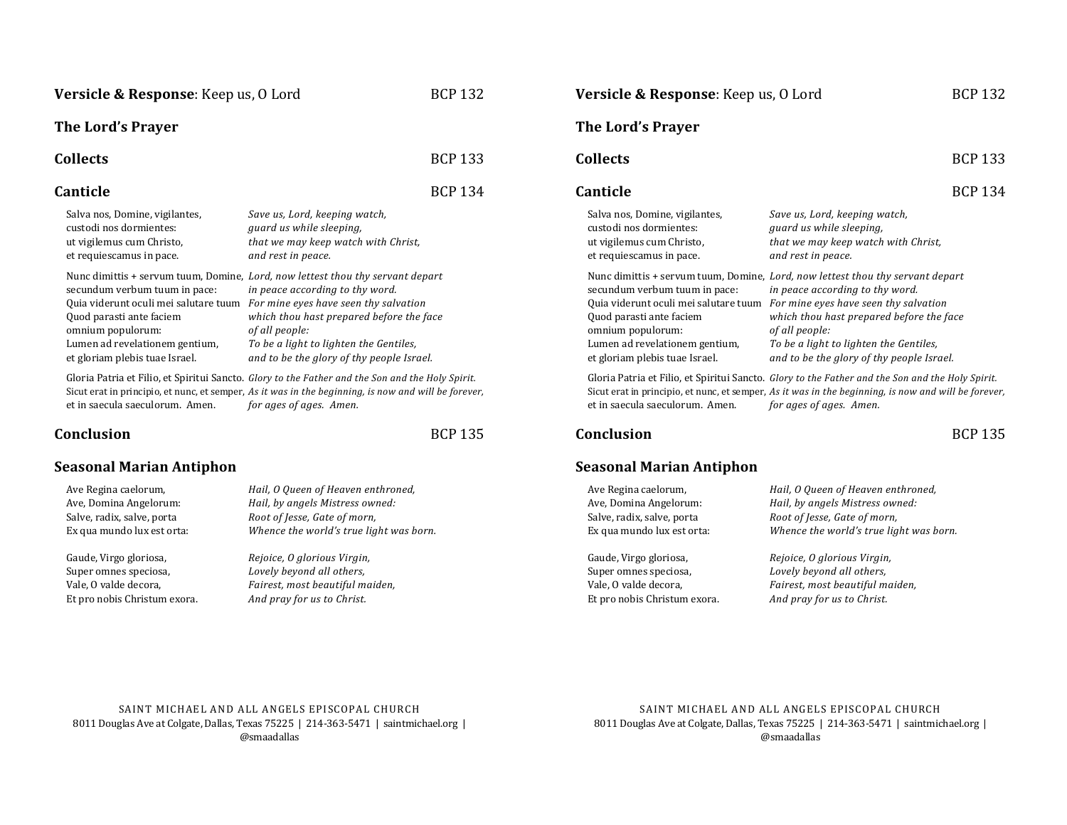**Versicle & Response**: Keep us, O Lord BCP 132

**The Lord's Prayer**

**Collects** BCP 133

**Canticle** BCP 134

| | |
|---|---|
| Salva nos, Domine, vigilantes, | *Save us, Lord, keeping watch,* |
| custodi nos dormientes: | *guard us while sleeping,* |
| ut vigilemus cum Christo, | *that we may keep watch with Christ,* |
| et requiescamus in pace. | *and rest in peace.* |
| Nunc dimittis + servum tuum, Domine, | *Lord, now lettest thou thy servant depart* |
| secundum verbum tuum in pace: | *in peace according to thy word.* |
| Quia viderunt oculi mei salutare tuum | *For mine eyes have seen thy salvation* |
| Quod parasti ante faciem | *which thou hast prepared before the face* |
| omnium populorum: | *of all people:* |
| Lumen ad revelationem gentium, | *To be a light to lighten the Gentiles,* |
| et gloriam plebis tuae Israel. | *and to be the glory of thy people Israel.* |
| Gloria Patria et Filio, et Spiritui Sancto. | *Glory to the Father and the Son and the Holy Spirit.* |
| Sicut erat in principio, et nunc, et semper, | *As it was in the beginning, is now and will be forever,* |
| et in saecula saeculorum. Amen. | *for ages of ages. Amen.* |

**Conclusion** BCP 135

**Seasonal Marian Antiphon**

| | |
|---|---|
| Ave Regina caelorum, | *Hail, O Queen of Heaven enthroned,* |
| Ave, Domina Angelorum: | *Hail, by angels Mistress owned:* |
| Salve, radix, salve, porta | *Root of Jesse, Gate of morn,* |
| Ex qua mundo lux est orta: | *Whence the world's true light was born.* |
| Gaude, Virgo gloriosa, | *Rejoice, O glorious Virgin,* |
| Super omnes speciosa, | *Lovely beyond all others,* |
| Vale, O valde decora, | *Fairest, most beautiful maiden,* |
| Et pro nobis Christum exora. | *And pray for us to Christ.* |

SAINT MICHAEL AND ALL ANGELS EPISCOPAL CHURCH
8011 Douglas Ave at Colgate, Dallas, Texas 75225 | 214-363-5471 | saintmichael.org | @smaadallas

**Versicle & Response**: Keep us, O Lord BCP 132

**The Lord's Prayer**

**Collects** BCP 133

**Canticle** BCP 134

| | |
|---|---|
| Salva nos, Domine, vigilantes, | *Save us, Lord, keeping watch,* |
| custodi nos dormientes: | *guard us while sleeping,* |
| ut vigilemus cum Christo, | *that we may keep watch with Christ,* |
| et requiescamus in pace. | *and rest in peace.* |
| Nunc dimittis + servum tuum, Domine, | *Lord, now lettest thou thy servant depart* |
| secundum verbum tuum in pace: | *in peace according to thy word.* |
| Quia viderunt oculi mei salutare tuum | *For mine eyes have seen thy salvation* |
| Quod parasti ante faciem | *which thou hast prepared before the face* |
| omnium populorum: | *of all people:* |
| Lumen ad revelationem gentium, | *To be a light to lighten the Gentiles,* |
| et gloriam plebis tuae Israel. | *and to be the glory of thy people Israel.* |
| Gloria Patria et Filio, et Spiritui Sancto. | *Glory to the Father and the Son and the Holy Spirit.* |
| Sicut erat in principio, et nunc, et semper, | *As it was in the beginning, is now and will be forever,* |
| et in saecula saeculorum. Amen. | *for ages of ages. Amen.* |

**Conclusion** BCP 135

**Seasonal Marian Antiphon**

| | |
|---|---|
| Ave Regina caelorum, | *Hail, O Queen of Heaven enthroned,* |
| Ave, Domina Angelorum: | *Hail, by angels Mistress owned:* |
| Salve, radix, salve, porta | *Root of Jesse, Gate of morn,* |
| Ex qua mundo lux est orta: | *Whence the world's true light was born.* |
| Gaude, Virgo gloriosa, | *Rejoice, O glorious Virgin,* |
| Super omnes speciosa, | *Lovely beyond all others,* |
| Vale, O valde decora, | *Fairest, most beautiful maiden,* |
| Et pro nobis Christum exora. | *And pray for us to Christ.* |

SAINT MICHAEL AND ALL ANGELS EPISCOPAL CHURCH
8011 Douglas Ave at Colgate, Dallas, Texas 75225 | 214-363-5471 | saintmichael.org | @smaadallas